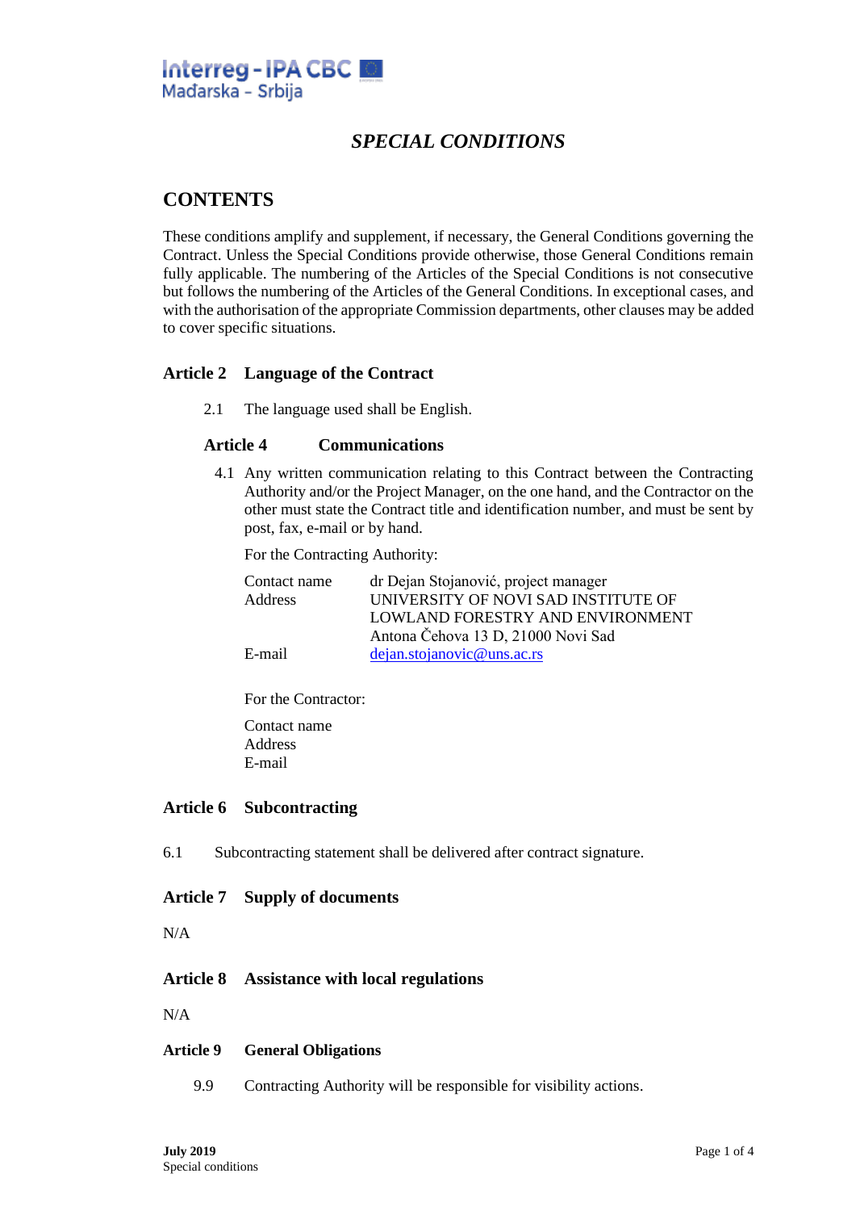Interreg - IPA CBC
Mađarska - Srbija

# *SPECIAL CONDITIONS*

## CONTENTS

These conditions amplify and supplement, if necessary, the General Conditions governing the Contract. Unless the Special Conditions provide otherwise, those General Conditions remain fully applicable. The numbering of the Articles of the Special Conditions is not consecutive but follows the numbering of the Articles of the General Conditions. In exceptional cases, and with the authorisation of the appropriate Commission departments, other clauses may be added to cover specific situations.

### Article 2 Language of the Contract

2.1 The language used shall be English.

### Article 4 Communications

4.1 Any written communication relating to this Contract between the Contracting Authority and/or the Project Manager, on the one hand, and the Contractor on the other must state the Contract title and identification number, and must be sent by post, fax, e-mail or by hand.

For the Contracting Authority:

| | |
|---|---|
| Contact name | dr Dejan Stojanović, project manager |
| Address | UNIVERSITY OF NOVI SAD INSTITUTE OF LOWLAND FORESTRY AND ENVIRONMENT Antona Čehova 13 D, 21000 Novi Sad |
| E-mail | dejan.stojanovic@uns.ac.rs |

For the Contractor:

Contact name
Address
E-mail

### Article 6 Subcontracting

6.1 Subcontracting statement shall be delivered after contract signature.

### Article 7 Supply of documents

N/A

### Article 8 Assistance with local regulations

N/A

### Article 9 General Obligations

9.9 Contracting Authority will be responsible for visibility actions.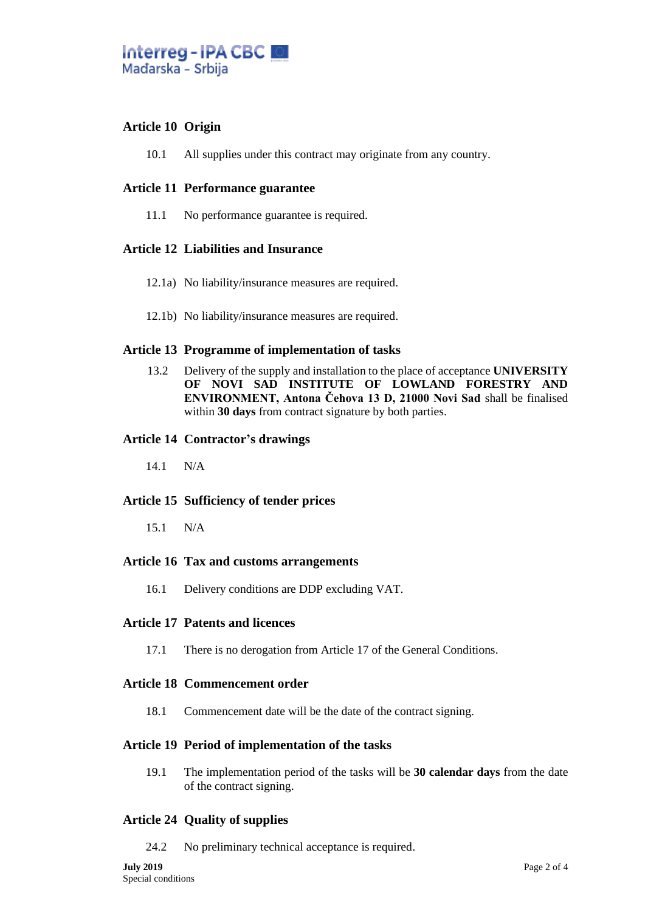## Article 10 Origin

10.1 All supplies under this contract may originate from any country.

## Article 11 Performance guarantee

11.1 No performance guarantee is required.

## Article 12 Liabilities and Insurance

12.1a) No liability/insurance measures are required.

12.1b) No liability/insurance measures are required.

## Article 13 Programme of implementation of tasks

13.2 Delivery of the supply and installation to the place of acceptance **UNIVERSITY OF NOVI SAD INSTITUTE OF LOWLAND FORESTRY AND ENVIRONMENT, Antona Čehova 13 D, 21000 Novi Sad** shall be finalised within **30 days** from contract signature by both parties.

## Article 14 Contractor's drawings

14.1 N/A

## Article 15 Sufficiency of tender prices

15.1 N/A

## Article 16 Tax and customs arrangements

16.1 Delivery conditions are DDP excluding VAT.

## Article 17 Patents and licences

17.1 There is no derogation from Article 17 of the General Conditions.

## Article 18 Commencement order

18.1 Commencement date will be the date of the contract signing.

## Article 19 Period of implementation of the tasks

19.1 The implementation period of the tasks will be **30 calendar days** from the date of the contract signing.

## Article 24 Quality of supplies

24.2 No preliminary technical acceptance is required.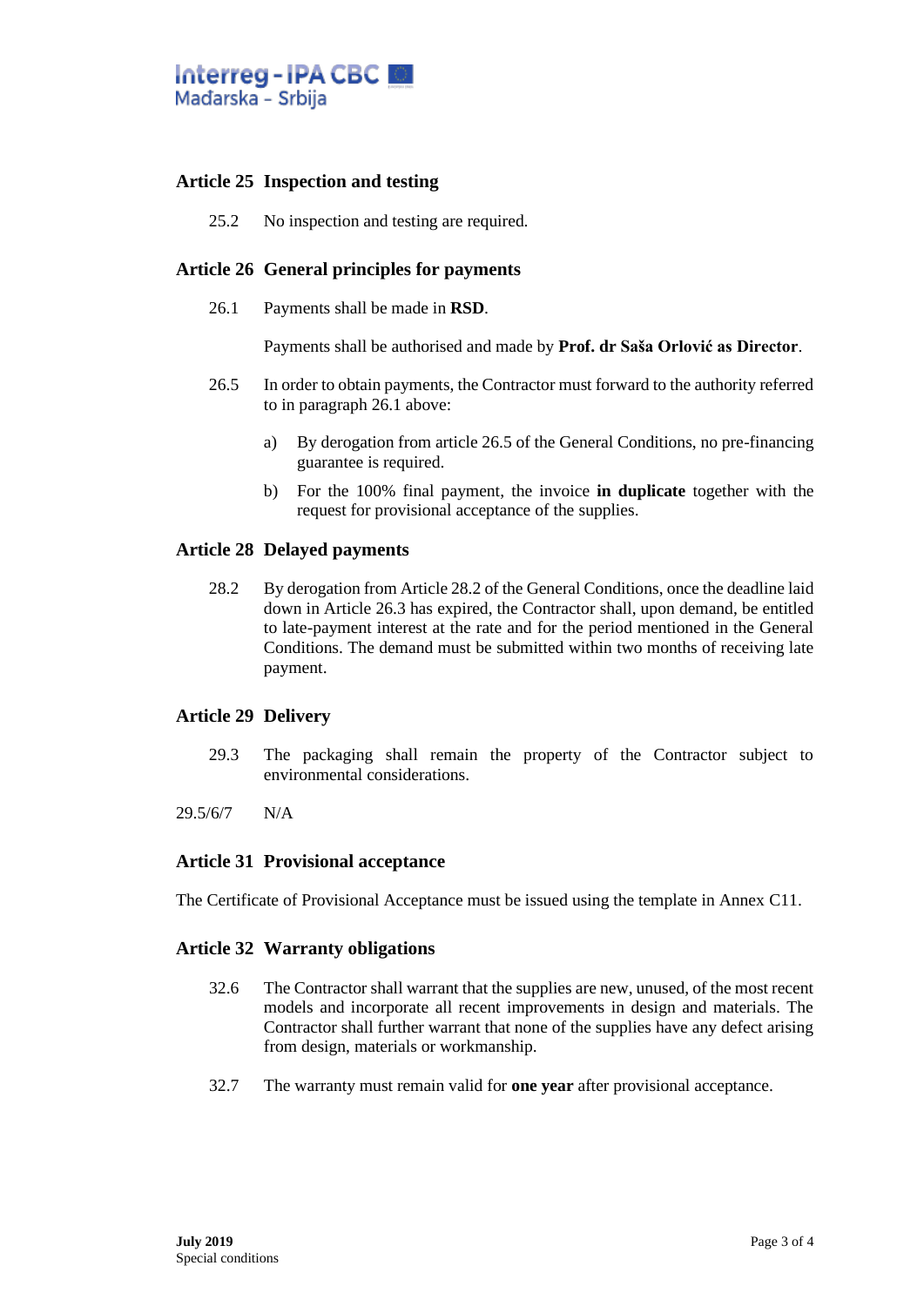### Article 25 Inspection and testing

25.2 No inspection and testing are required.

### Article 26 General principles for payments

26.1 Payments shall be made in **RSD**.

Payments shall be authorised and made by **Prof. dr Saša Orlović as Director**.

26.5 In order to obtain payments, the Contractor must forward to the authority referred to in paragraph 26.1 above:

a) By derogation from article 26.5 of the General Conditions, no pre-financing guarantee is required.

b) For the 100% final payment, the invoice **in duplicate** together with the request for provisional acceptance of the supplies.

### Article 28 Delayed payments

28.2 By derogation from Article 28.2 of the General Conditions, once the deadline laid down in Article 26.3 has expired, the Contractor shall, upon demand, be entitled to late-payment interest at the rate and for the period mentioned in the General Conditions. The demand must be submitted within two months of receiving late payment.

### Article 29 Delivery

29.3 The packaging shall remain the property of the Contractor subject to environmental considerations.

29.5/6/7 N/A

### Article 31 Provisional acceptance

The Certificate of Provisional Acceptance must be issued using the template in Annex C11.

### Article 32 Warranty obligations

32.6 The Contractor shall warrant that the supplies are new, unused, of the most recent models and incorporate all recent improvements in design and materials. The Contractor shall further warrant that none of the supplies have any defect arising from design, materials or workmanship.

32.7 The warranty must remain valid for **one year** after provisional acceptance.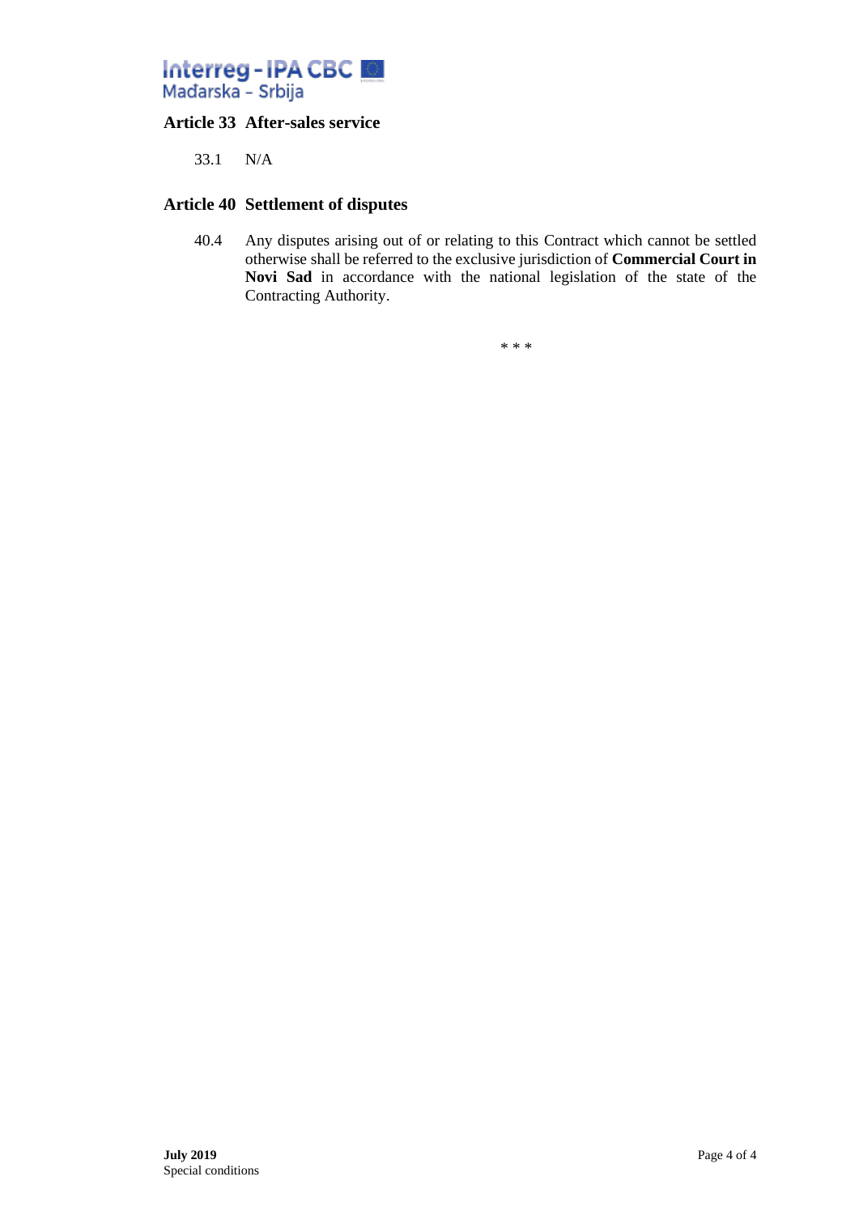## Article 33 After-sales service

33.1 N/A

## Article 40 Settlement of disputes

40.4 Any disputes arising out of or relating to this Contract which cannot be settled otherwise shall be referred to the exclusive jurisdiction of **Commercial Court in Novi Sad** in accordance with the national legislation of the state of the Contracting Authority.

\* \* \*